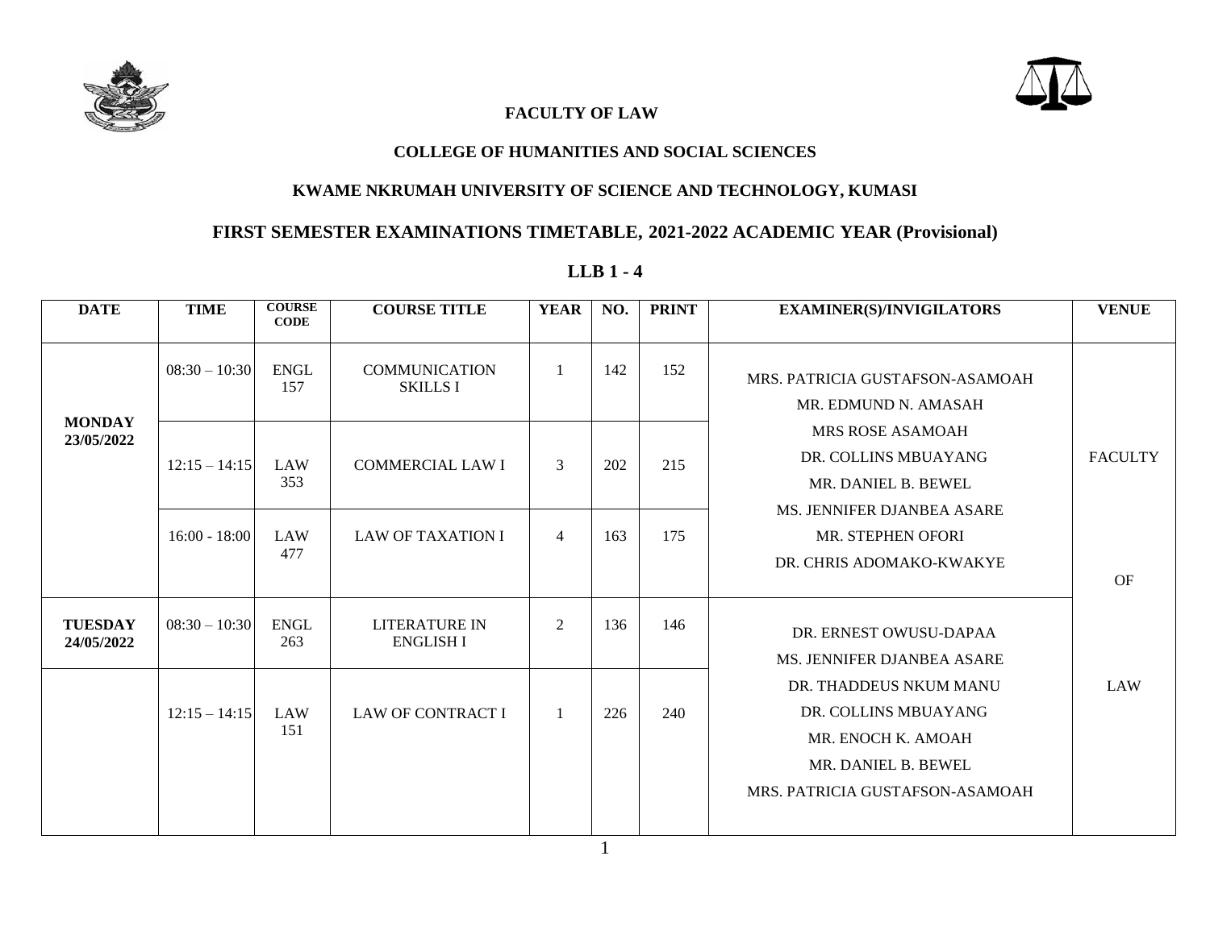**FACULTY OF LAW**

**COLLEGE OF HUMANITIES AND SOCIAL SCIENCES**

**KWAME NKRUMAH UNIVERSITY OF SCIENCE AND TECHNOLOGY, KUMASI**

## FIRST SEMESTER EXAMINATIONS TIMETABLE, 2021-2022 ACADEMIC YEAR (Provisional)

## LLB 1 - 4

| DATE | TIME | COURSE CODE | COURSE TITLE | YEAR | NO. | PRINT | EXAMINER(S)/INVIGILATORS | VENUE |
|---|---|---|---|---|---|---|---|---|
| **MONDAY 23/05/2022** | 08:30 – 10:30 | ENGL 157 | COMMUNICATION SKILLS I | 1 | 142 | 152 | MRS. PATRICIA GUSTAFSON-ASAMOAH<br>MR. EDMUND N. AMASAH<br>MRS ROSE ASAMOAH<br>DR. COLLINS MBUAYANG<br>MR. DANIEL B. BEWEL<br>MS. JENNIFER DJANBEA ASARE<br>MR. STEPHEN OFORI<br>DR. CHRIS ADOMAKO-KWAKYE | FACULTY OF LAW |
| | 12:15 – 14:15 | LAW 353 | COMMERCIAL LAW I | 3 | 202 | 215 | | |
| | 16:00 - 18:00 | LAW 477 | LAW OF TAXATION I | 4 | 163 | 175 | | |
| **TUESDAY 24/05/2022** | 08:30 – 10:30 | ENGL 263 | LITERATURE IN ENGLISH I | 2 | 136 | 146 | DR. ERNEST OWUSU-DAPAA<br>MS. JENNIFER DJANBEA ASARE<br>DR. THADDEUS NKUM MANU<br>DR. COLLINS MBUAYANG<br>MR. ENOCH K. AMOAH<br>MR. DANIEL B. BEWEL<br>MRS. PATRICIA GUSTAFSON-ASAMOAH | |
| | 12:15 – 14:15 | LAW 151 | LAW OF CONTRACT I | 1 | 226 | 240 | | |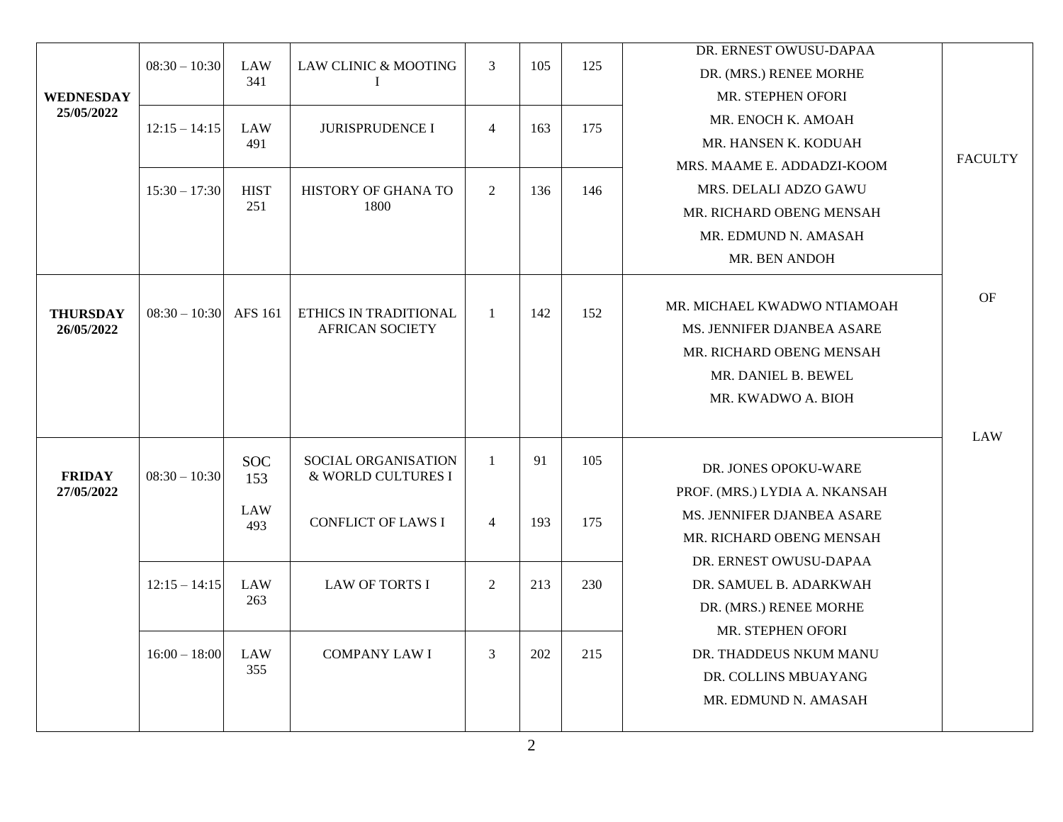| | | | | | | | | |
|---|---|---|---|---|---|---|---|---|
| **WEDNESDAY 25/05/2022** | 08:30 – 10:30 | LAW 341 | LAW CLINIC & MOOTING I | 3 | 105 | 125 | DR. ERNEST OWUSU-DAPAA<br>DR. (MRS.) RENEE MORHE<br>MR. STEPHEN OFORI<br>MR. ENOCH K. AMOAH<br>MR. HANSEN K. KODUAH<br>MRS. MAAME E. ADDADZI-KOOM<br>MRS. DELALI ADZO GAWU<br>MR. RICHARD OBENG MENSAH<br>MR. EDMUND N. AMASAH<br>MR. BEN ANDOH | FACULTY OF LAW |
| | 12:15 – 14:15 | LAW 491 | JURISPRUDENCE I | 4 | 163 | 175 | | |
| | 15:30 – 17:30 | HIST 251 | HISTORY OF GHANA TO 1800 | 2 | 136 | 146 | | |
| **THURSDAY 26/05/2022** | 08:30 – 10:30 | AFS 161 | ETHICS IN TRADITIONAL AFRICAN SOCIETY | 1 | 142 | 152 | MR. MICHAEL KWADWO NTIAMOAH<br>MS. JENNIFER DJANBEA ASARE<br>MR. RICHARD OBENG MENSAH<br>MR. DANIEL B. BEWEL<br>MR. KWADWO A. BIOH | |
| **FRIDAY 27/05/2022** | 08:30 – 10:30 | SOC 153 | SOCIAL ORGANISATION & WORLD CULTURES I | 1 | 91 | 105 | DR. JONES OPOKU-WARE<br>PROF. (MRS.) LYDIA A. NKANSAH<br>MS. JENNIFER DJANBEA ASARE<br>MR. RICHARD OBENG MENSAH<br>DR. ERNEST OWUSU-DAPAA<br>DR. SAMUEL B. ADARKWAH<br>DR. (MRS.) RENEE MORHE<br>MR. STEPHEN OFORI<br>DR. THADDEUS NKUM MANU<br>DR. COLLINS MBUAYANG<br>MR. EDMUND N. AMASAH | |
| | | LAW 493 | CONFLICT OF LAWS I | 4 | 193 | 175 | | |
| | 12:15 – 14:15 | LAW 263 | LAW OF TORTS I | 2 | 213 | 230 | | |
| | 16:00 – 18:00 | LAW 355 | COMPANY LAW I | 3 | 202 | 215 | | |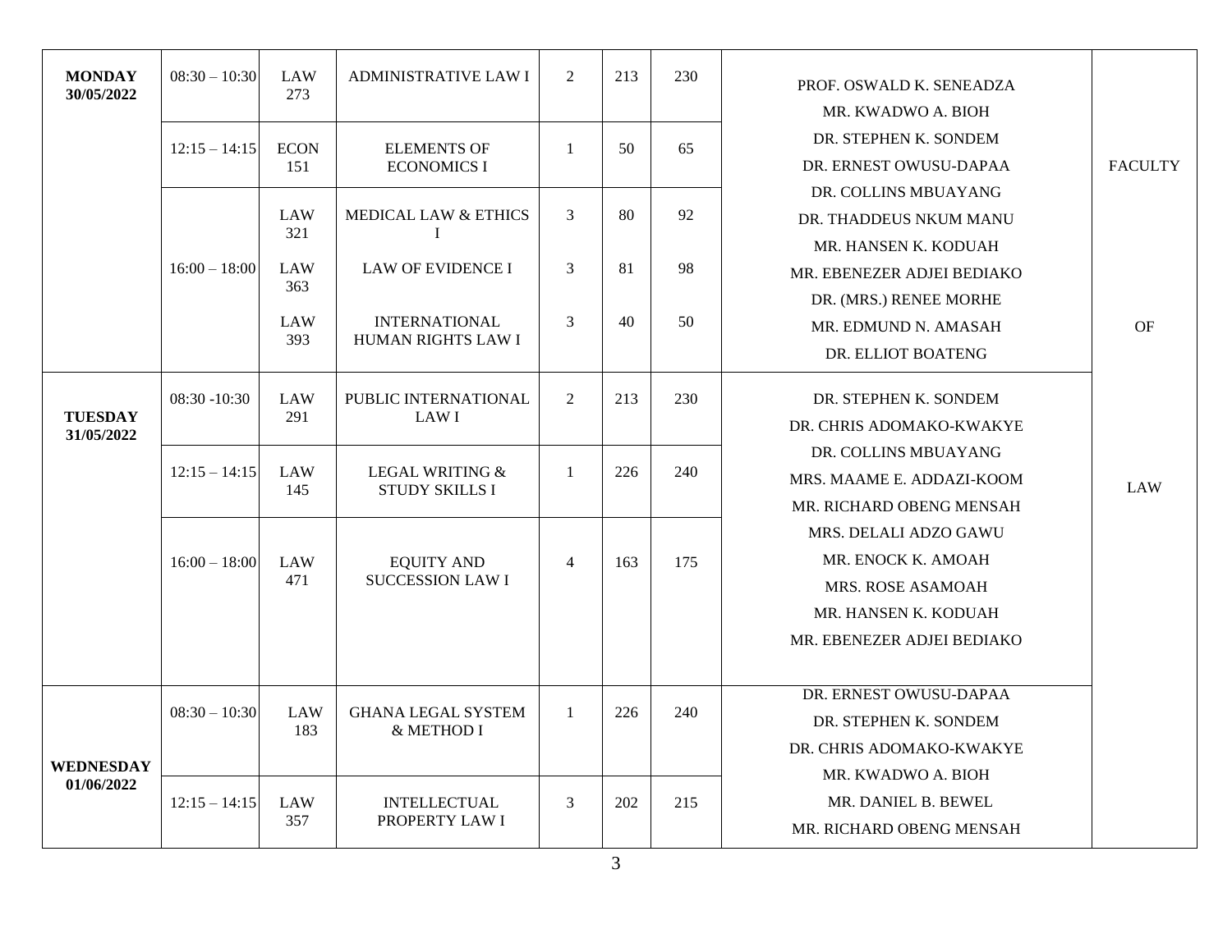| | | | | | | | | |
|---|---|---|---|---|---|---|---|---|
| **MONDAY 30/05/2022** | 08:30 – 10:30 | LAW 273 | ADMINISTRATIVE LAW I | 2 | 213 | 230 | PROF. OSWALD K. SENEADZA<br>MR. KWADWO A. BIOH<br>DR. STEPHEN K. SONDEM<br>DR. ERNEST OWUSU-DAPAA<br>DR. COLLINS MBUAYANG<br>DR. THADDEUS NKUM MANU<br>MR. HANSEN K. KODUAH<br>MR. EBENEZER ADJEI BEDIAKO<br>DR. (MRS.) RENEE MORHE<br>MR. EDMUND N. AMASAH<br>DR. ELLIOT BOATENG | FACULTY OF LAW |
| | 12:15 – 14:15 | ECON 151 | ELEMENTS OF ECONOMICS I | 1 | 50 | 65 | | |
| | 16:00 – 18:00 | LAW 321 | MEDICAL LAW & ETHICS I | 3 | 80 | 92 | | |
| | | LAW 363 | LAW OF EVIDENCE I | 3 | 81 | 98 | | |
| | | LAW 393 | INTERNATIONAL HUMAN RIGHTS LAW I | 3 | 40 | 50 | | |
| **TUESDAY 31/05/2022** | 08:30 -10:30 | LAW 291 | PUBLIC INTERNATIONAL LAW I | 2 | 213 | 230 | DR. STEPHEN K. SONDEM<br>DR. CHRIS ADOMAKO-KWAKYE<br>DR. COLLINS MBUAYANG<br>MRS. MAAME E. ADDAZI-KOOM<br>MR. RICHARD OBENG MENSAH<br>MRS. DELALI ADZO GAWU<br>MR. ENOCK K. AMOAH<br>MRS. ROSE ASAMOAH<br>MR. HANSEN K. KODUAH<br>MR. EBENEZER ADJEI BEDIAKO | |
| | 12:15 – 14:15 | LAW 145 | LEGAL WRITING & STUDY SKILLS I | 1 | 226 | 240 | | |
| | 16:00 – 18:00 | LAW 471 | EQUITY AND SUCCESSION LAW I | 4 | 163 | 175 | | |
| **WEDNESDAY 01/06/2022** | 08:30 – 10:30 | LAW 183 | GHANA LEGAL SYSTEM & METHOD I | 1 | 226 | 240 | DR. ERNEST OWUSU-DAPAA<br>DR. STEPHEN K. SONDEM<br>DR. CHRIS ADOMAKO-KWAKYE<br>MR. KWADWO A. BIOH<br>MR. DANIEL B. BEWEL<br>MR. RICHARD OBENG MENSAH | |
| | 12:15 – 14:15 | LAW 357 | INTELLECTUAL PROPERTY LAW I | 3 | 202 | 215 | | |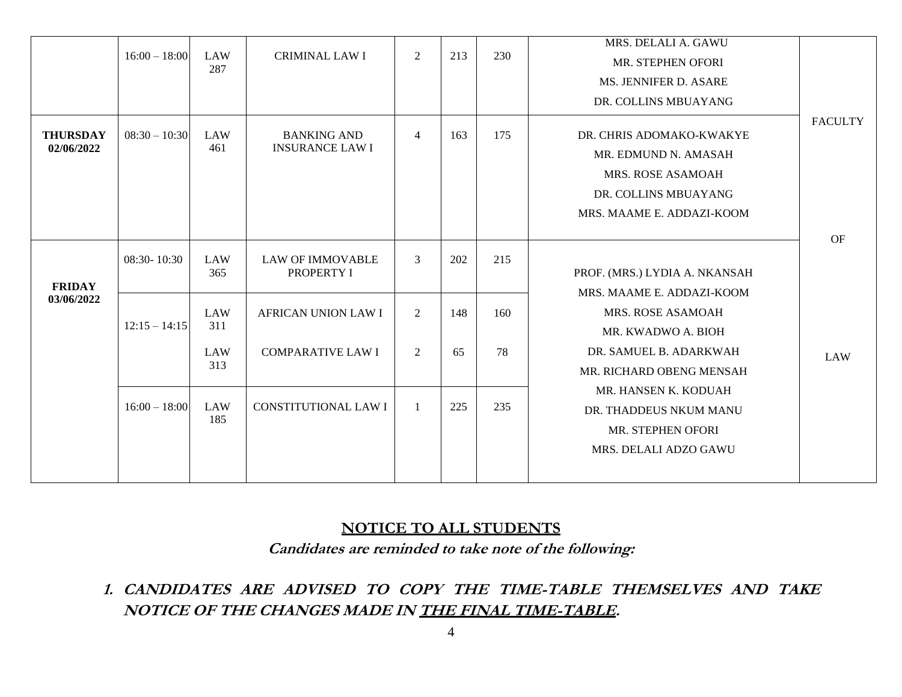| | | | | | | | | |
|---|---|---|---|---|---|---|---|---|
| | 16:00 – 18:00 | LAW 287 | CRIMINAL LAW I | 2 | 213 | 230 | MRS. DELALI A. GAWU<br>MR. STEPHEN OFORI<br>MS. JENNIFER D. ASARE<br>DR. COLLINS MBUAYANG | FACULTY OF LAW |
| **THURSDAY 02/06/2022** | 08:30 – 10:30 | LAW 461 | BANKING AND INSURANCE LAW I | 4 | 163 | 175 | DR. CHRIS ADOMAKO-KWAKYE<br>MR. EDMUND N. AMASAH<br>MRS. ROSE ASAMOAH<br>DR. COLLINS MBUAYANG<br>MRS. MAAME E. ADDAZI-KOOM | |
| **FRIDAY 03/06/2022** | 08:30- 10:30 | LAW 365 | LAW OF IMMOVABLE PROPERTY I | 3 | 202 | 215 | PROF. (MRS.) LYDIA A. NKANSAH<br>MRS. MAAME E. ADDAZI-KOOM<br>MRS. ROSE ASAMOAH<br>MR. KWADWO A. BIOH<br>DR. SAMUEL B. ADARKWAH<br>MR. RICHARD OBENG MENSAH<br>MR. HANSEN K. KODUAH<br>DR. THADDEUS NKUM MANU<br>MR. STEPHEN OFORI<br>MRS. DELALI ADZO GAWU | |
| | 12:15 – 14:15 | LAW 311 | AFRICAN UNION LAW I | 2 | 148 | 160 | | |
| | | LAW 313 | COMPARATIVE LAW I | 2 | 65 | 78 | | |
| | 16:00 – 18:00 | LAW 185 | CONSTITUTIONAL LAW I | 1 | 225 | 235 | | |

## NOTICE TO ALL STUDENTS

***Candidates are reminded to take note of the following:***

1. ***CANDIDATES ARE ADVISED TO COPY THE TIME-TABLE THEMSELVES AND TAKE NOTICE OF THE CHANGES MADE IN THE FINAL TIME-TABLE.***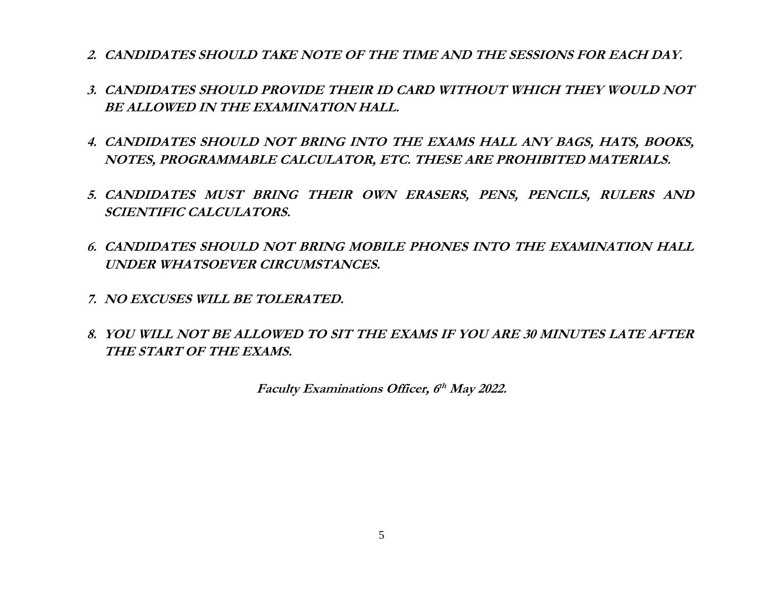2. ***CANDIDATES SHOULD TAKE NOTE OF THE TIME AND THE SESSIONS FOR EACH DAY.***

3. ***CANDIDATES SHOULD PROVIDE THEIR ID CARD WITHOUT WHICH THEY WOULD NOT BE ALLOWED IN THE EXAMINATION HALL.***

4. ***CANDIDATES SHOULD NOT BRING INTO THE EXAMS HALL ANY BAGS, HATS, BOOKS, NOTES, PROGRAMMABLE CALCULATOR, ETC. THESE ARE PROHIBITED MATERIALS.***

5. ***CANDIDATES MUST BRING THEIR OWN ERASERS, PENS, PENCILS, RULERS AND SCIENTIFIC CALCULATORS.***

6. ***CANDIDATES SHOULD NOT BRING MOBILE PHONES INTO THE EXAMINATION HALL UNDER WHATSOEVER CIRCUMSTANCES.***

7. ***NO EXCUSES WILL BE TOLERATED.***

8. ***YOU WILL NOT BE ALLOWED TO SIT THE EXAMS IF YOU ARE 30 MINUTES LATE AFTER THE START OF THE EXAMS.***

***Faculty Examinations Officer, 6th May 2022.***